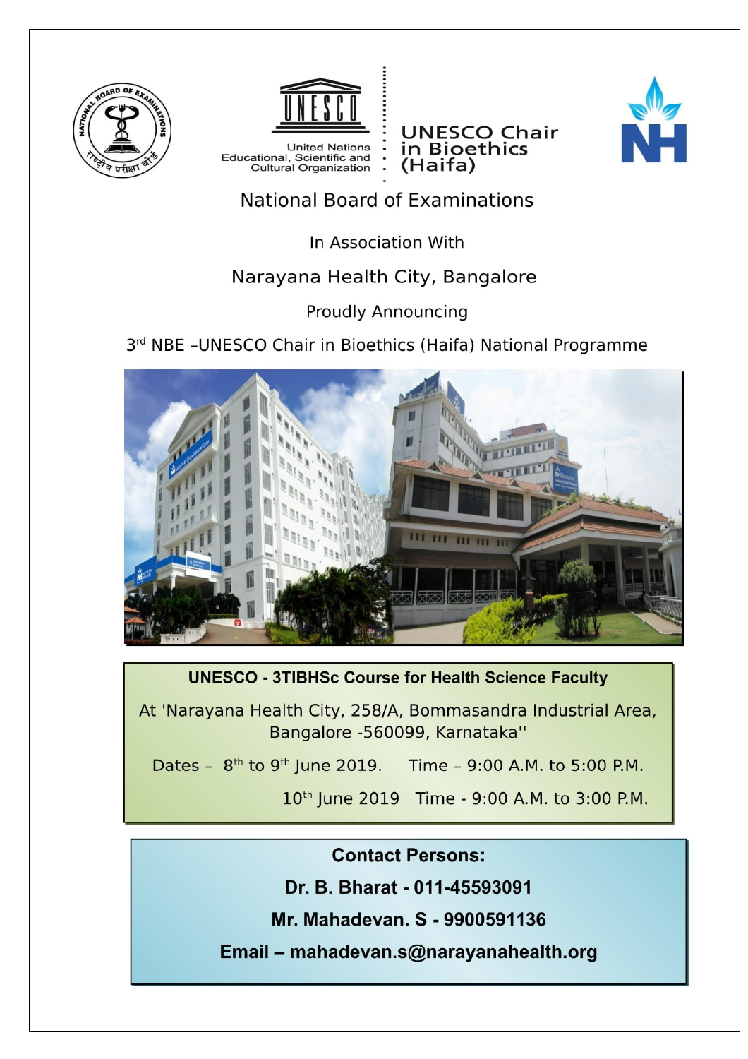United Nations Educational, Scientific and Cultural Organization

UNESCO Chair in Bioethics (Haifa)

# National Board of Examinations

In Association With

## Narayana Health City, Bangalore

Proudly Announcing

## 3rd NBE –UNESCO Chair in Bioethics (Haifa) National Programme

**UNESCO - 3TIBHSc Course for Health Science Faculty**

At 'Narayana Health City, 258/A, Bommasandra Industrial Area, Bangalore -560099, Karnataka''

Dates – 8th to 9th June 2019. Time – 9:00 A.M. to 5:00 P.M.

10th June 2019 Time - 9:00 A.M. to 3:00 P.M.

**Contact Persons:**

**Dr. B. Bharat - 011-45593091**

**Mr. Mahadevan. S - 9900591136**

**Email – mahadevan.s@narayanahealth.org**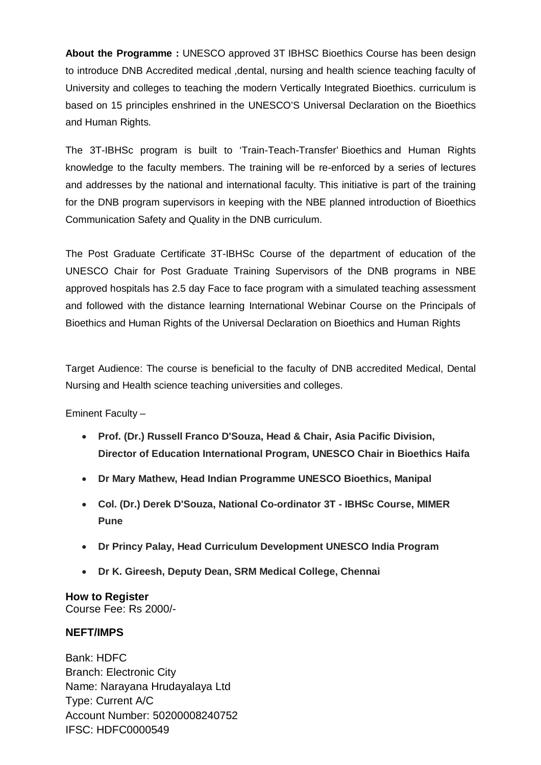**About the Programme :** UNESCO approved 3T IBHSC Bioethics Course has been design to introduce DNB Accredited medical ,dental, nursing and health science teaching faculty of University and colleges to teaching the modern Vertically Integrated Bioethics. curriculum is based on 15 principles enshrined in the UNESCO'S Universal Declaration on the Bioethics and Human Rights.

The 3T-IBHSc program is built to 'Train-Teach-Transfer' Bioethics and Human Rights knowledge to the faculty members. The training will be re-enforced by a series of lectures and addresses by the national and international faculty. This initiative is part of the training for the DNB program supervisors in keeping with the NBE planned introduction of Bioethics Communication Safety and Quality in the DNB curriculum.

The Post Graduate Certificate 3T-IBHSc Course of the department of education of the UNESCO Chair for Post Graduate Training Supervisors of the DNB programs in NBE approved hospitals has 2.5 day Face to face program with a simulated teaching assessment and followed with the distance learning International Webinar Course on the Principals of Bioethics and Human Rights of the Universal Declaration on Bioethics and Human Rights

Target Audience: The course is beneficial to the faculty of DNB accredited Medical, Dental Nursing and Health science teaching universities and colleges.

Eminent Faculty –

- **Prof. (Dr.) Russell Franco D'Souza, Head & Chair, Asia Pacific Division, Director of Education International Program, UNESCO Chair in Bioethics Haifa**
- **Dr Mary Mathew, Head Indian Programme UNESCO Bioethics, Manipal**
- **Col. (Dr.) Derek D'Souza, National Co-ordinator 3T - IBHSc Course, MIMER Pune**
- **Dr Princy Palay, Head Curriculum Development UNESCO India Program**
- **Dr K. Gireesh, Deputy Dean, SRM Medical College, Chennai**

**How to Register**
Course Fee: Rs 2000/-

**NEFT/IMPS**

Bank: HDFC
Branch: Electronic City
Name: Narayana Hrudayalaya Ltd
Type: Current A/C
Account Number: 50200008240752
IFSC: HDFC0000549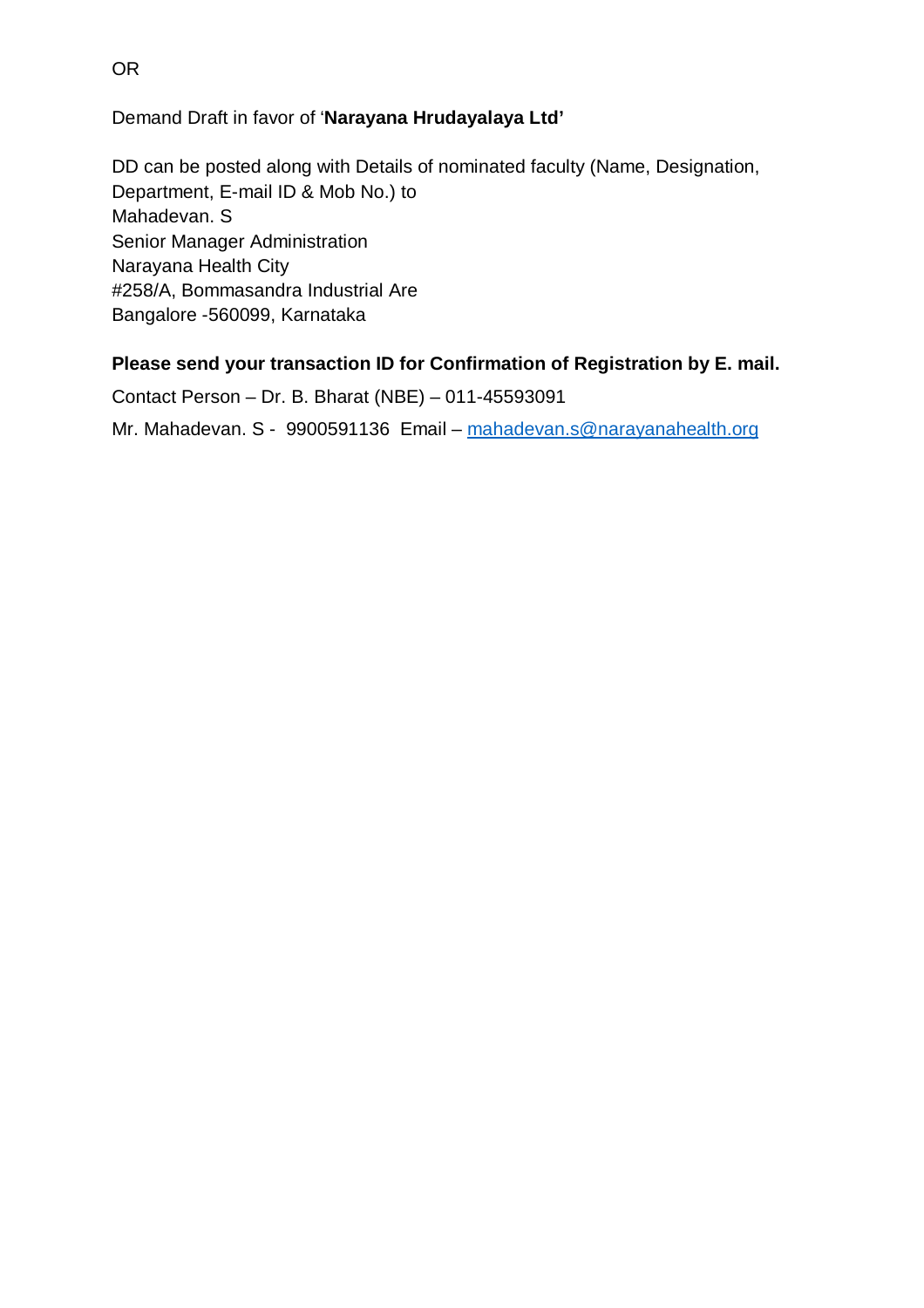OR

Demand Draft in favor of '**Narayana Hrudayalaya Ltd'**

DD can be posted along with Details of nominated faculty (Name, Designation, Department, E-mail ID & Mob No.) to
Mahadevan. S
Senior Manager Administration
Narayana Health City
#258/A, Bommasandra Industrial Are
Bangalore -560099, Karnataka

**Please send your transaction ID for Confirmation of Registration by E. mail.**

Contact Person – Dr. B. Bharat (NBE) – 011-45593091

Mr. Mahadevan. S - 9900591136 Email – mahadevan.s@narayanahealth.org